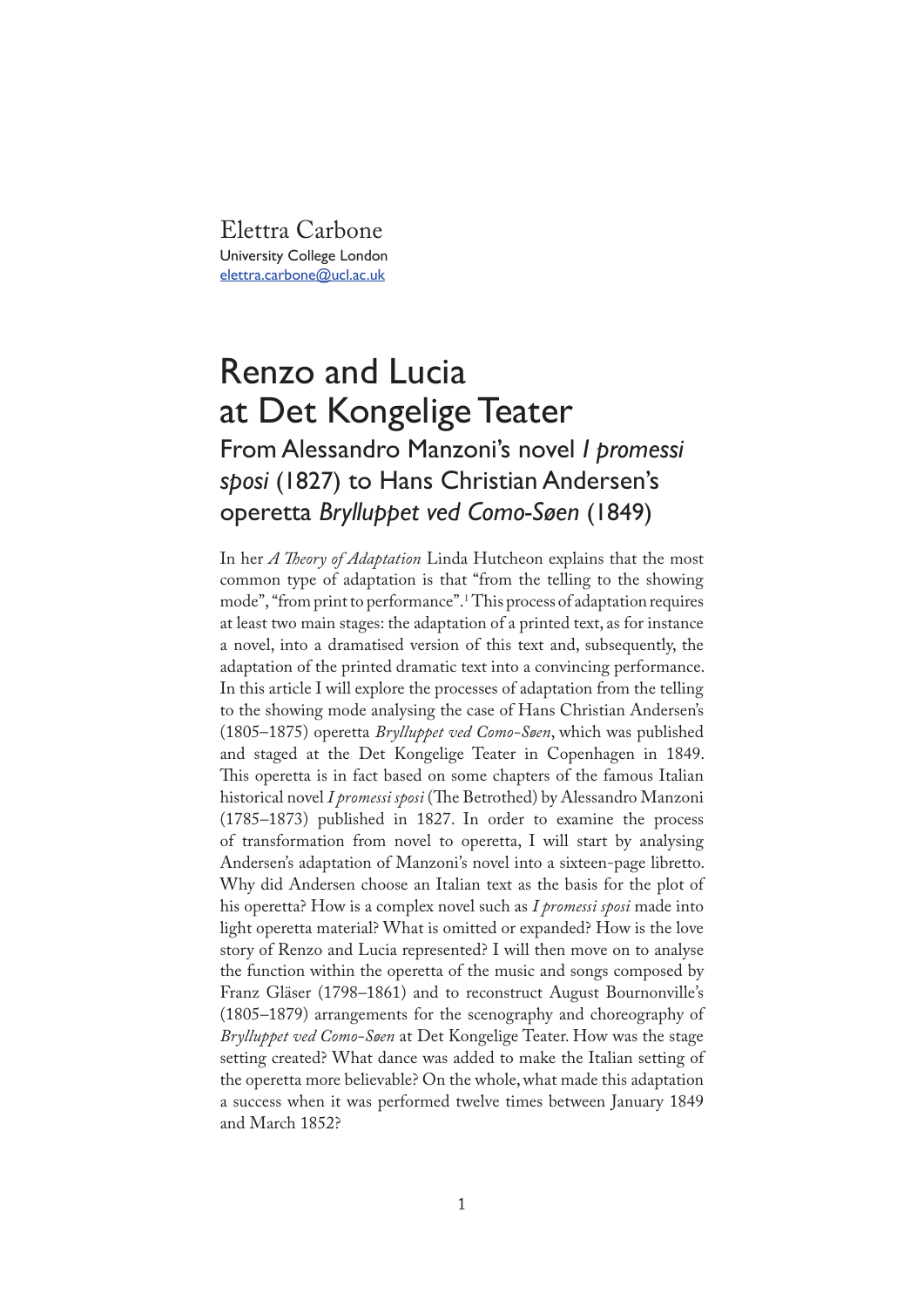Elettra Carbone
University College London
elettra.carbone@ucl.ac.uk

# Renzo and Lucia at Det Kongelige Teater

## From Alessandro Manzoni's novel *I promessi sposi* (1827) to Hans Christian Andersen's operetta *Brylluppet ved Como-Søen* (1849)

In her *A Theory of Adaptation* Linda Hutcheon explains that the most common type of adaptation is that "from the telling to the showing mode", "from print to performance".[1] This process of adaptation requires at least two main stages: the adaptation of a printed text, as for instance a novel, into a dramatised version of this text and, subsequently, the adaptation of the printed dramatic text into a convincing performance. In this article I will explore the processes of adaptation from the telling to the showing mode analysing the case of Hans Christian Andersen's (1805–1875) operetta *Brylluppet ved Como-Søen*, which was published and staged at the Det Kongelige Teater in Copenhagen in 1849. This operetta is in fact based on some chapters of the famous Italian historical novel *I promessi sposi* (The Betrothed) by Alessandro Manzoni (1785–1873) published in 1827. In order to examine the process of transformation from novel to operetta, I will start by analysing Andersen's adaptation of Manzoni's novel into a sixteen-page libretto. Why did Andersen choose an Italian text as the basis for the plot of his operetta? How is a complex novel such as *I promessi sposi* made into light operetta material? What is omitted or expanded? How is the love story of Renzo and Lucia represented? I will then move on to analyse the function within the operetta of the music and songs composed by Franz Gläser (1798–1861) and to reconstruct August Bournonville's (1805–1879) arrangements for the scenography and choreography of *Brylluppet ved Como-Søen* at Det Kongelige Teater. How was the stage setting created? What dance was added to make the Italian setting of the operetta more believable? On the whole, what made this adaptation a success when it was performed twelve times between January 1849 and March 1852?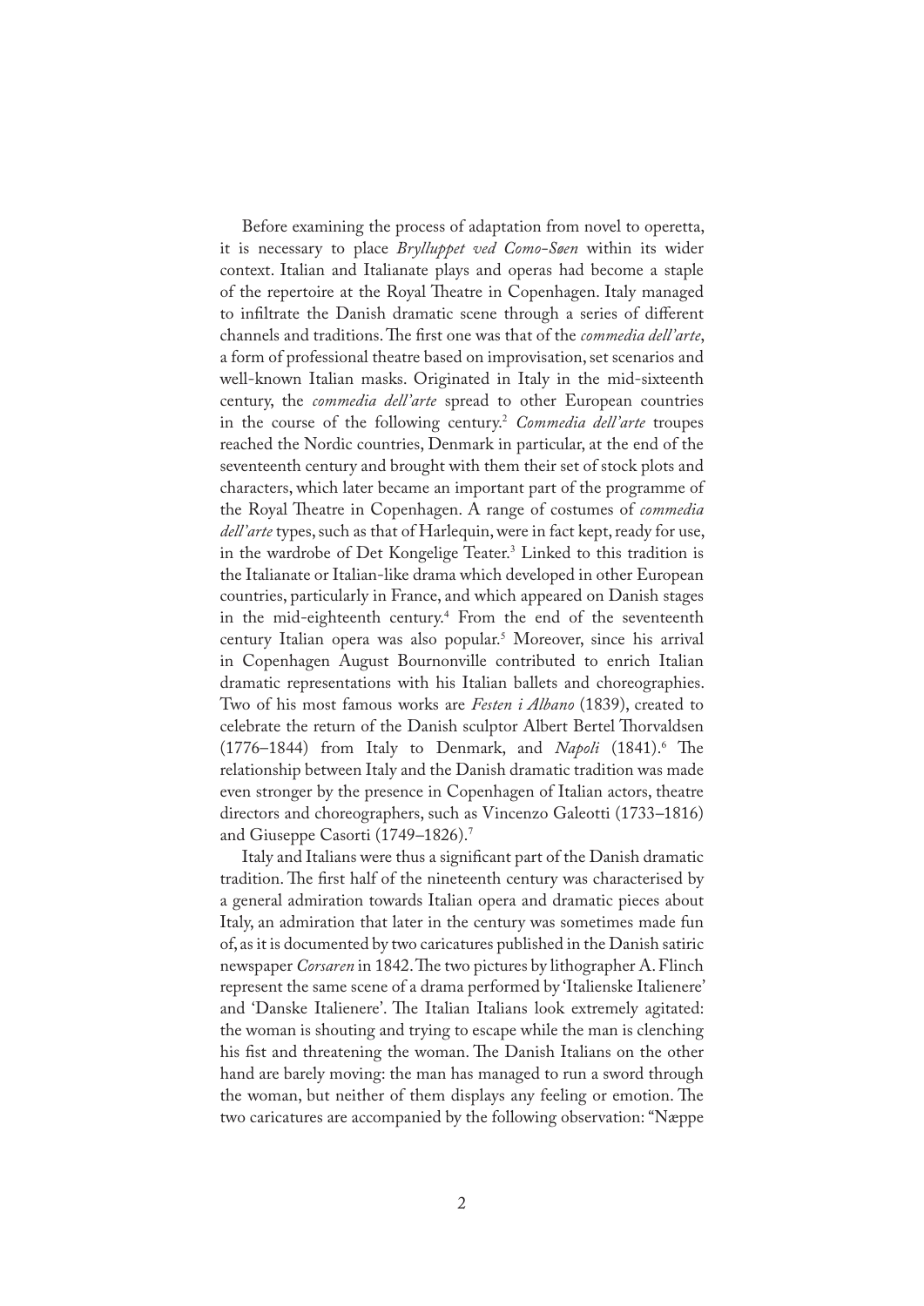Before examining the process of adaptation from novel to operetta, it is necessary to place *Brylluppet ved Como-Søen* within its wider context. Italian and Italianate plays and operas had become a staple of the repertoire at the Royal Theatre in Copenhagen. Italy managed to infiltrate the Danish dramatic scene through a series of different channels and traditions. The first one was that of the *commedia dell'arte*, a form of professional theatre based on improvisation, set scenarios and well-known Italian masks. Originated in Italy in the mid-sixteenth century, the *commedia dell'arte* spread to other European countries in the course of the following century.[2] *Commedia dell'arte* troupes reached the Nordic countries, Denmark in particular, at the end of the seventeenth century and brought with them their set of stock plots and characters, which later became an important part of the programme of the Royal Theatre in Copenhagen. A range of costumes of *commedia dell'arte* types, such as that of Harlequin, were in fact kept, ready for use, in the wardrobe of Det Kongelige Teater.[3] Linked to this tradition is the Italianate or Italian-like drama which developed in other European countries, particularly in France, and which appeared on Danish stages in the mid-eighteenth century.[4] From the end of the seventeenth century Italian opera was also popular.[5] Moreover, since his arrival in Copenhagen August Bournonville contributed to enrich Italian dramatic representations with his Italian ballets and choreographies. Two of his most famous works are *Festen i Albano* (1839), created to celebrate the return of the Danish sculptor Albert Bertel Thorvaldsen (1776–1844) from Italy to Denmark, and *Napoli* (1841).[6] The relationship between Italy and the Danish dramatic tradition was made even stronger by the presence in Copenhagen of Italian actors, theatre directors and choreographers, such as Vincenzo Galeotti (1733–1816) and Giuseppe Casorti (1749–1826).[7]

Italy and Italians were thus a significant part of the Danish dramatic tradition. The first half of the nineteenth century was characterised by a general admiration towards Italian opera and dramatic pieces about Italy, an admiration that later in the century was sometimes made fun of, as it is documented by two caricatures published in the Danish satiric newspaper *Corsaren* in 1842. The two pictures by lithographer A. Flinch represent the same scene of a drama performed by 'Italienske Italienere' and 'Danske Italienere'. The Italian Italians look extremely agitated: the woman is shouting and trying to escape while the man is clenching his fist and threatening the woman. The Danish Italians on the other hand are barely moving: the man has managed to run a sword through the woman, but neither of them displays any feeling or emotion. The two caricatures are accompanied by the following observation: "Næppe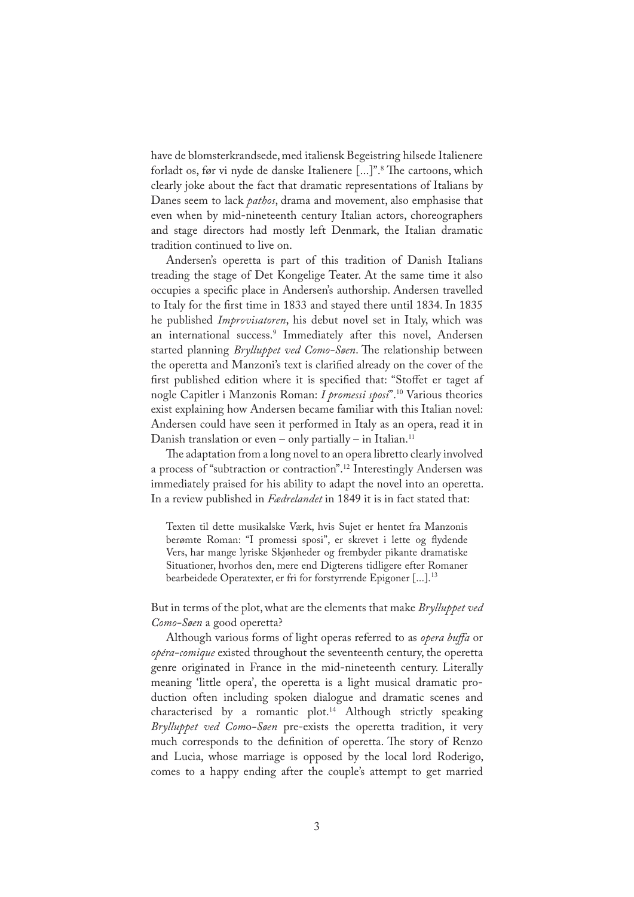have de blomsterkrandsede, med italiensk Begeistring hilsede Italienere forladt os, før vi nyde de danske Italienere [...]".[8] The cartoons, which clearly joke about the fact that dramatic representations of Italians by Danes seem to lack *pathos*, drama and movement, also emphasise that even when by mid-nineteenth century Italian actors, choreographers and stage directors had mostly left Denmark, the Italian dramatic tradition continued to live on.

Andersen's operetta is part of this tradition of Danish Italians treading the stage of Det Kongelige Teater. At the same time it also occupies a specific place in Andersen's authorship. Andersen travelled to Italy for the first time in 1833 and stayed there until 1834. In 1835 he published *Improvisatoren*, his debut novel set in Italy, which was an international success.[9] Immediately after this novel, Andersen started planning *Brylluppet ved Como-Søen*. The relationship between the operetta and Manzoni's text is clarified already on the cover of the first published edition where it is specified that: "Stoffet er taget af nogle Capitler i Manzonis Roman: *I promessi sposi*".[10] Various theories exist explaining how Andersen became familiar with this Italian novel: Andersen could have seen it performed in Italy as an opera, read it in Danish translation or even – only partially – in Italian.[11]

The adaptation from a long novel to an opera libretto clearly involved a process of "subtraction or contraction".[12] Interestingly Andersen was immediately praised for his ability to adapt the novel into an operetta. In a review published in *Fædrelandet* in 1849 it is in fact stated that:

> Texten til dette musikalske Værk, hvis Sujet er hentet fra Manzonis berømte Roman: "I promessi sposi", er skrevet i lette og flydende Vers, har mange lyriske Skjønheder og frembyder pikante dramatiske Situationer, hvorhos den, mere end Digterens tidligere efter Romaner bearbeidede Operatexter, er fri for forstyrrende Epigoner [...].[13]

But in terms of the plot, what are the elements that make *Brylluppet ved Como-Søen* a good operetta?

Although various forms of light operas referred to as *opera buffa* or *opéra-comique* existed throughout the seventeenth century, the operetta genre originated in France in the mid-nineteenth century. Literally meaning 'little opera', the operetta is a light musical dramatic production often including spoken dialogue and dramatic scenes and characterised by a romantic plot.[14] Although strictly speaking *Brylluppet ved Como-Søen* pre-exists the operetta tradition, it very much corresponds to the definition of operetta. The story of Renzo and Lucia, whose marriage is opposed by the local lord Roderigo, comes to a happy ending after the couple's attempt to get married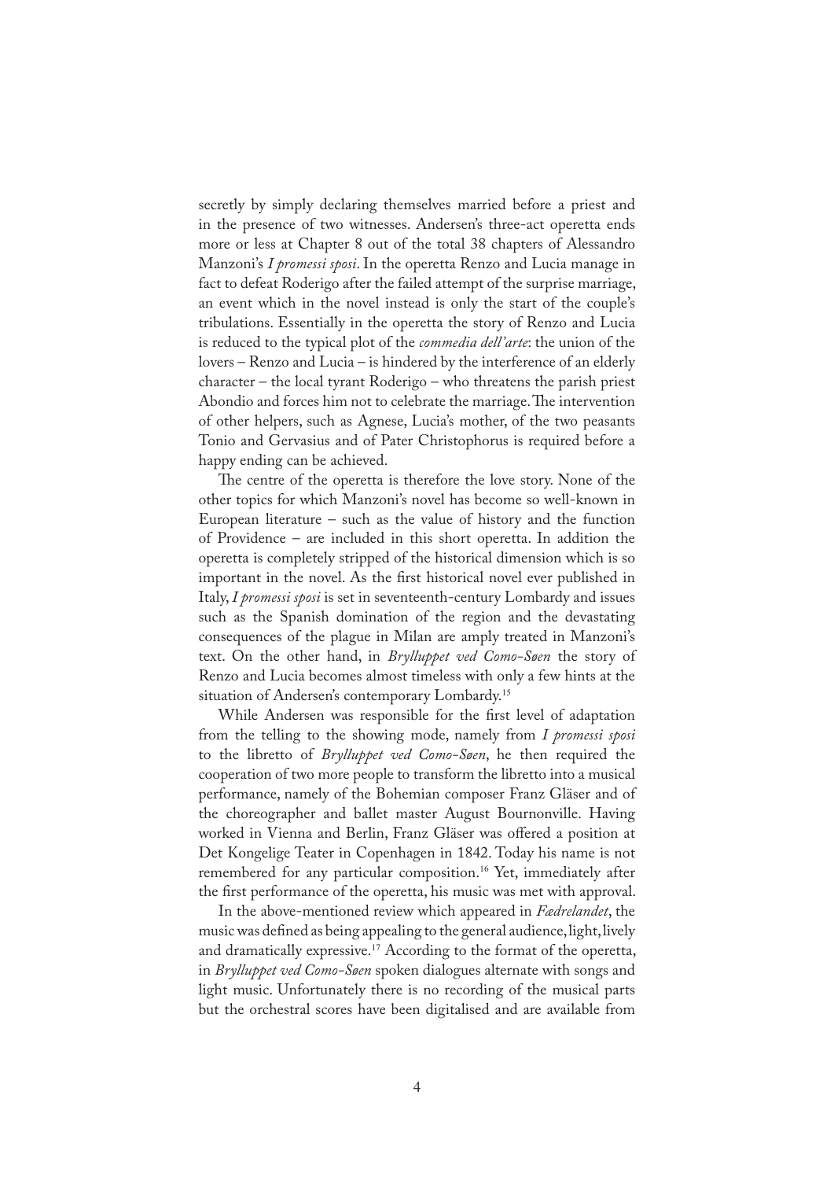secretly by simply declaring themselves married before a priest and in the presence of two witnesses. Andersen's three-act operetta ends more or less at Chapter 8 out of the total 38 chapters of Alessandro Manzoni's *I promessi sposi*. In the operetta Renzo and Lucia manage in fact to defeat Roderigo after the failed attempt of the surprise marriage, an event which in the novel instead is only the start of the couple's tribulations. Essentially in the operetta the story of Renzo and Lucia is reduced to the typical plot of the *commedia dell'arte*: the union of the lovers – Renzo and Lucia – is hindered by the interference of an elderly character – the local tyrant Roderigo – who threatens the parish priest Abondio and forces him not to celebrate the marriage. The intervention of other helpers, such as Agnese, Lucia's mother, of the two peasants Tonio and Gervasius and of Pater Christophorus is required before a happy ending can be achieved.

The centre of the operetta is therefore the love story. None of the other topics for which Manzoni's novel has become so well-known in European literature – such as the value of history and the function of Providence – are included in this short operetta. In addition the operetta is completely stripped of the historical dimension which is so important in the novel. As the first historical novel ever published in Italy, *I promessi sposi* is set in seventeenth-century Lombardy and issues such as the Spanish domination of the region and the devastating consequences of the plague in Milan are amply treated in Manzoni's text. On the other hand, in *Brylluppet ved Como-Søen* the story of Renzo and Lucia becomes almost timeless with only a few hints at the situation of Andersen's contemporary Lombardy.[15]

While Andersen was responsible for the first level of adaptation from the telling to the showing mode, namely from *I promessi sposi* to the libretto of *Brylluppet ved Como-Søen*, he then required the cooperation of two more people to transform the libretto into a musical performance, namely of the Bohemian composer Franz Gläser and of the choreographer and ballet master August Bournonville. Having worked in Vienna and Berlin, Franz Gläser was offered a position at Det Kongelige Teater in Copenhagen in 1842. Today his name is not remembered for any particular composition.[16] Yet, immediately after the first performance of the operetta, his music was met with approval.

In the above-mentioned review which appeared in *Fædrelandet*, the music was defined as being appealing to the general audience, light, lively and dramatically expressive.[17] According to the format of the operetta, in *Brylluppet ved Como-Søen* spoken dialogues alternate with songs and light music. Unfortunately there is no recording of the musical parts but the orchestral scores have been digitalised and are available from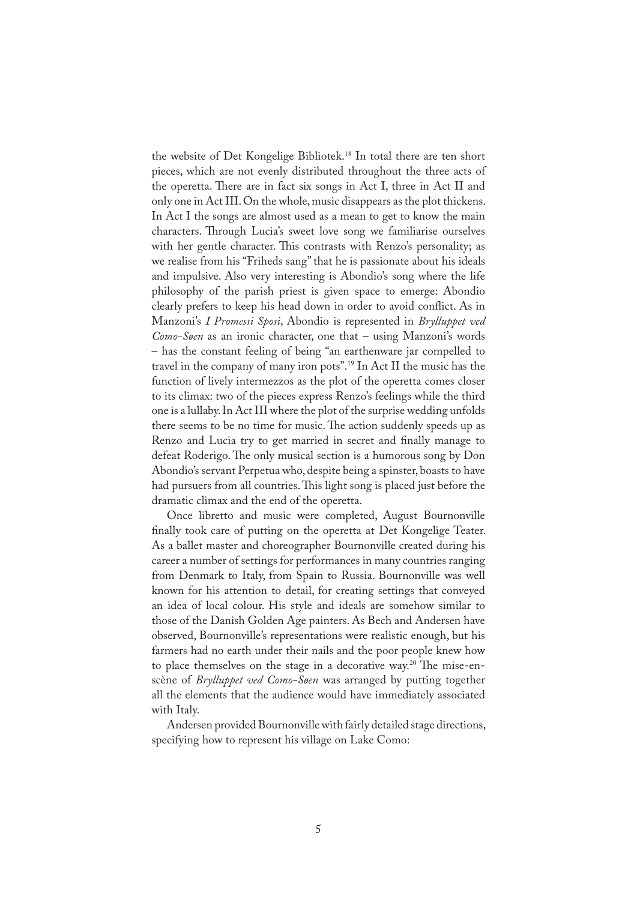the website of Det Kongelige Bibliotek.[18] In total there are ten short pieces, which are not evenly distributed throughout the three acts of the operetta. There are in fact six songs in Act I, three in Act II and only one in Act III. On the whole, music disappears as the plot thickens. In Act I the songs are almost used as a mean to get to know the main characters. Through Lucia's sweet love song we familiarise ourselves with her gentle character. This contrasts with Renzo's personality; as we realise from his "Friheds sang" that he is passionate about his ideals and impulsive. Also very interesting is Abondio's song where the life philosophy of the parish priest is given space to emerge: Abondio clearly prefers to keep his head down in order to avoid conflict. As in Manzoni's *I Promessi Sposi*, Abondio is represented in *Brylluppet ved Como-Søen* as an ironic character, one that – using Manzoni's words – has the constant feeling of being "an earthenware jar compelled to travel in the company of many iron pots".[19] In Act II the music has the function of lively intermezzos as the plot of the operetta comes closer to its climax: two of the pieces express Renzo's feelings while the third one is a lullaby. In Act III where the plot of the surprise wedding unfolds there seems to be no time for music. The action suddenly speeds up as Renzo and Lucia try to get married in secret and finally manage to defeat Roderigo. The only musical section is a humorous song by Don Abondio's servant Perpetua who, despite being a spinster, boasts to have had pursuers from all countries. This light song is placed just before the dramatic climax and the end of the operetta.

Once libretto and music were completed, August Bournonville finally took care of putting on the operetta at Det Kongelige Teater. As a ballet master and choreographer Bournonville created during his career a number of settings for performances in many countries ranging from Denmark to Italy, from Spain to Russia. Bournonville was well known for his attention to detail, for creating settings that conveyed an idea of local colour. His style and ideals are somehow similar to those of the Danish Golden Age painters. As Bech and Andersen have observed, Bournonville's representations were realistic enough, but his farmers had no earth under their nails and the poor people knew how to place themselves on the stage in a decorative way.[20] The mise-en-scène of *Brylluppet ved Como-Søen* was arranged by putting together all the elements that the audience would have immediately associated with Italy.

Andersen provided Bournonville with fairly detailed stage directions, specifying how to represent his village on Lake Como: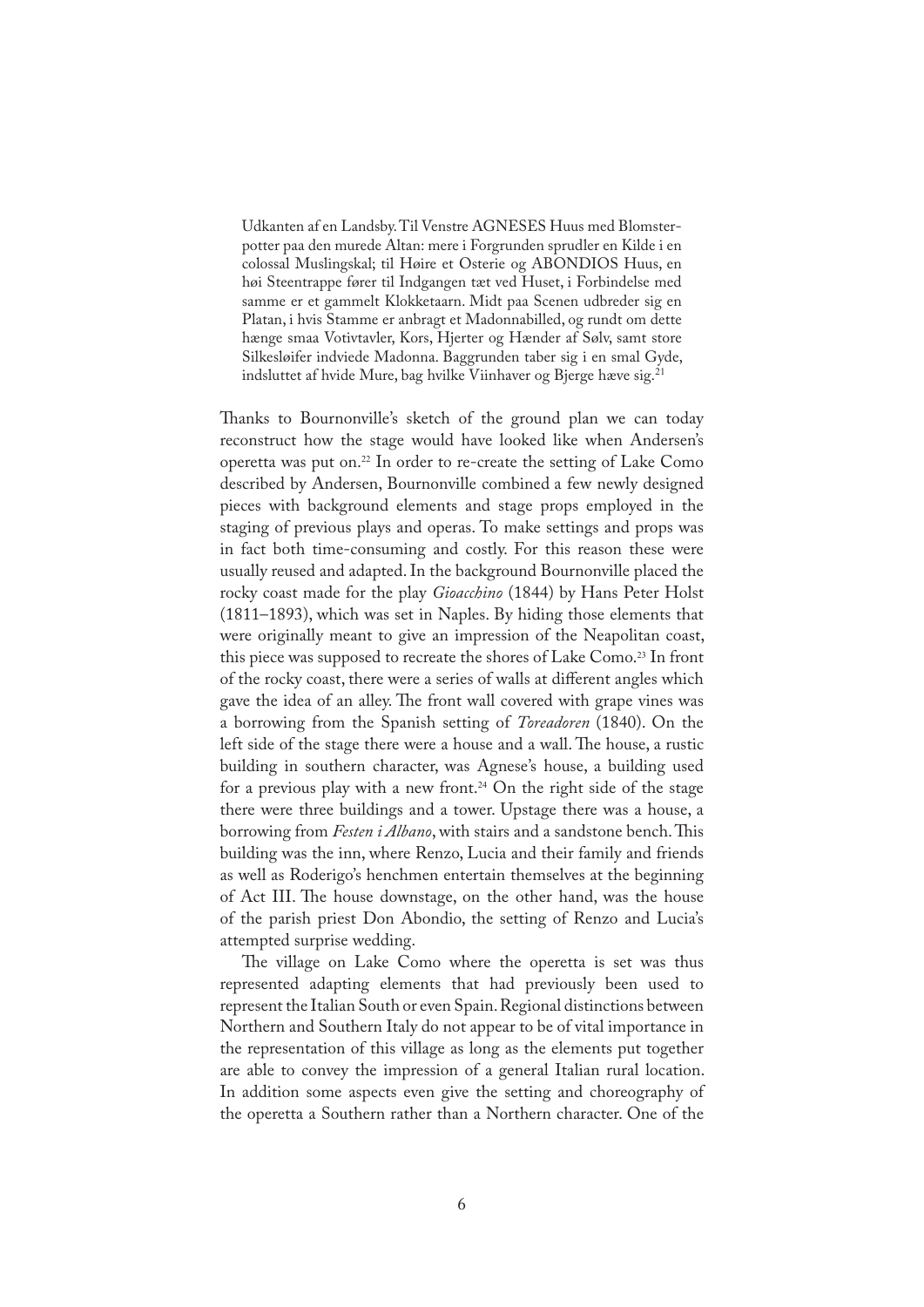> Udkanten af en Landsby. Til Venstre AGNESES Huus med Blomsterpotter paa den murede Altan: mere i Forgrunden sprudler en Kilde i en colossal Muslingskal; til Høire et Osterie og ABONDIOS Huus, en høi Steentrappe fører til Indgangen tæt ved Huset, i Forbindelse med samme er et gammelt Klokketaarn. Midt paa Scenen udbreder sig en Platan, i hvis Stamme er anbragt et Madonnabilled, og rundt om dette hænge smaa Votivtavler, Kors, Hjerter og Hænder af Sølv, samt store Silkesløifer indviede Madonna. Baggrunden taber sig i en smal Gyde, indsluttet af hvide Mure, bag hvilke Viinhaver og Bjerge hæve sig.[21]

Thanks to Bournonville's sketch of the ground plan we can today reconstruct how the stage would have looked like when Andersen's operetta was put on.[22] In order to re-create the setting of Lake Como described by Andersen, Bournonville combined a few newly designed pieces with background elements and stage props employed in the staging of previous plays and operas. To make settings and props was in fact both time-consuming and costly. For this reason these were usually reused and adapted. In the background Bournonville placed the rocky coast made for the play *Gioacchino* (1844) by Hans Peter Holst (1811–1893), which was set in Naples. By hiding those elements that were originally meant to give an impression of the Neapolitan coast, this piece was supposed to recreate the shores of Lake Como.[23] In front of the rocky coast, there were a series of walls at different angles which gave the idea of an alley. The front wall covered with grape vines was a borrowing from the Spanish setting of *Toreadoren* (1840). On the left side of the stage there were a house and a wall. The house, a rustic building in southern character, was Agnese's house, a building used for a previous play with a new front.[24] On the right side of the stage there were three buildings and a tower. Upstage there was a house, a borrowing from *Festen i Albano*, with stairs and a sandstone bench. This building was the inn, where Renzo, Lucia and their family and friends as well as Roderigo's henchmen entertain themselves at the beginning of Act III. The house downstage, on the other hand, was the house of the parish priest Don Abondio, the setting of Renzo and Lucia's attempted surprise wedding.

The village on Lake Como where the operetta is set was thus represented adapting elements that had previously been used to represent the Italian South or even Spain. Regional distinctions between Northern and Southern Italy do not appear to be of vital importance in the representation of this village as long as the elements put together are able to convey the impression of a general Italian rural location. In addition some aspects even give the setting and choreography of the operetta a Southern rather than a Northern character. One of the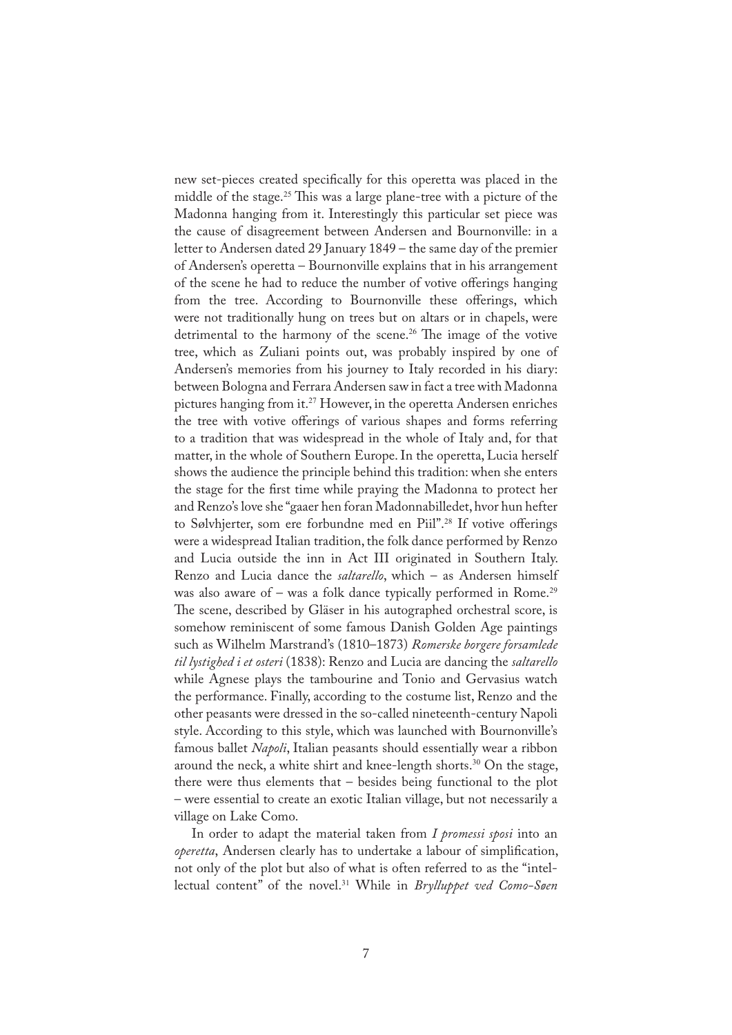new set-pieces created specifically for this operetta was placed in the middle of the stage.[25] This was a large plane-tree with a picture of the Madonna hanging from it. Interestingly this particular set piece was the cause of disagreement between Andersen and Bournonville: in a letter to Andersen dated 29 January 1849 – the same day of the premier of Andersen's operetta – Bournonville explains that in his arrangement of the scene he had to reduce the number of votive offerings hanging from the tree. According to Bournonville these offerings, which were not traditionally hung on trees but on altars or in chapels, were detrimental to the harmony of the scene.[26] The image of the votive tree, which as Zuliani points out, was probably inspired by one of Andersen's memories from his journey to Italy recorded in his diary: between Bologna and Ferrara Andersen saw in fact a tree with Madonna pictures hanging from it.[27] However, in the operetta Andersen enriches the tree with votive offerings of various shapes and forms referring to a tradition that was widespread in the whole of Italy and, for that matter, in the whole of Southern Europe. In the operetta, Lucia herself shows the audience the principle behind this tradition: when she enters the stage for the first time while praying the Madonna to protect her and Renzo's love she "gaaer hen foran Madonnabilledet, hvor hun hefter to Sølvhjerter, som ere forbundne med en Piil".[28] If votive offerings were a widespread Italian tradition, the folk dance performed by Renzo and Lucia outside the inn in Act III originated in Southern Italy. Renzo and Lucia dance the *saltarello*, which – as Andersen himself was also aware of – was a folk dance typically performed in Rome.[29] The scene, described by Gläser in his autographed orchestral score, is somehow reminiscent of some famous Danish Golden Age paintings such as Wilhelm Marstrand's (1810–1873) *Romerske borgere forsamlede til lystighed i et osteri* (1838): Renzo and Lucia are dancing the *saltarello* while Agnese plays the tambourine and Tonio and Gervasius watch the performance. Finally, according to the costume list, Renzo and the other peasants were dressed in the so-called nineteenth-century Napoli style. According to this style, which was launched with Bournonville's famous ballet *Napoli*, Italian peasants should essentially wear a ribbon around the neck, a white shirt and knee-length shorts.[30] On the stage, there were thus elements that – besides being functional to the plot – were essential to create an exotic Italian village, but not necessarily a village on Lake Como.

In order to adapt the material taken from *I promessi sposi* into an *operetta*, Andersen clearly has to undertake a labour of simplification, not only of the plot but also of what is often referred to as the "intellectual content" of the novel.[31] While in *Brylluppet ved Como-Søen*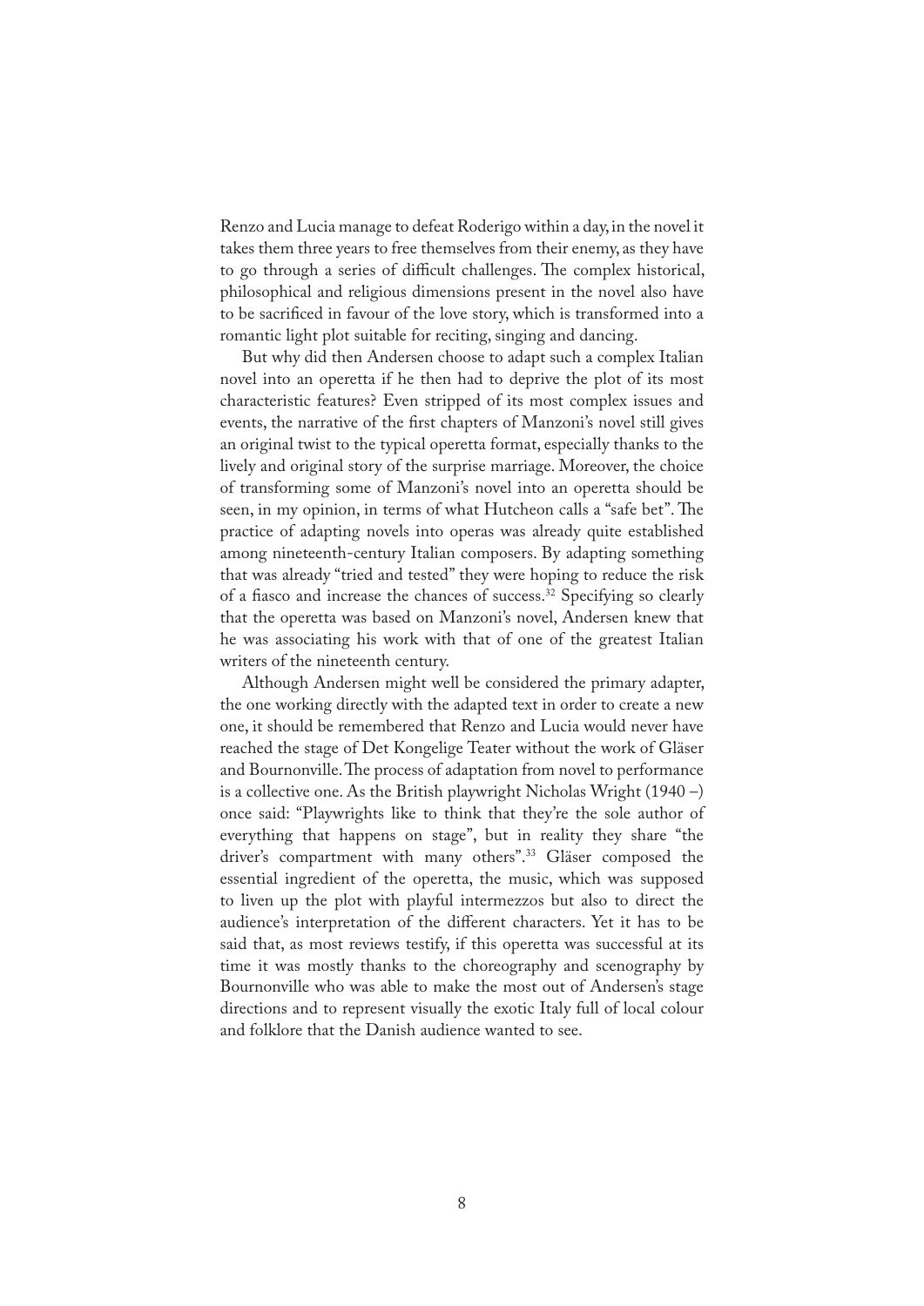Renzo and Lucia manage to defeat Roderigo within a day, in the novel it takes them three years to free themselves from their enemy, as they have to go through a series of difficult challenges. The complex historical, philosophical and religious dimensions present in the novel also have to be sacrificed in favour of the love story, which is transformed into a romantic light plot suitable for reciting, singing and dancing.

But why did then Andersen choose to adapt such a complex Italian novel into an operetta if he then had to deprive the plot of its most characteristic features? Even stripped of its most complex issues and events, the narrative of the first chapters of Manzoni's novel still gives an original twist to the typical operetta format, especially thanks to the lively and original story of the surprise marriage. Moreover, the choice of transforming some of Manzoni's novel into an operetta should be seen, in my opinion, in terms of what Hutcheon calls a "safe bet". The practice of adapting novels into operas was already quite established among nineteenth-century Italian composers. By adapting something that was already "tried and tested" they were hoping to reduce the risk of a fiasco and increase the chances of success.[32] Specifying so clearly that the operetta was based on Manzoni's novel, Andersen knew that he was associating his work with that of one of the greatest Italian writers of the nineteenth century.

Although Andersen might well be considered the primary adapter, the one working directly with the adapted text in order to create a new one, it should be remembered that Renzo and Lucia would never have reached the stage of Det Kongelige Teater without the work of Gläser and Bournonville. The process of adaptation from novel to performance is a collective one. As the British playwright Nicholas Wright (1940 –) once said: "Playwrights like to think that they're the sole author of everything that happens on stage", but in reality they share "the driver's compartment with many others".[33] Gläser composed the essential ingredient of the operetta, the music, which was supposed to liven up the plot with playful intermezzos but also to direct the audience's interpretation of the different characters. Yet it has to be said that, as most reviews testify, if this operetta was successful at its time it was mostly thanks to the choreography and scenography by Bournonville who was able to make the most out of Andersen's stage directions and to represent visually the exotic Italy full of local colour and folklore that the Danish audience wanted to see.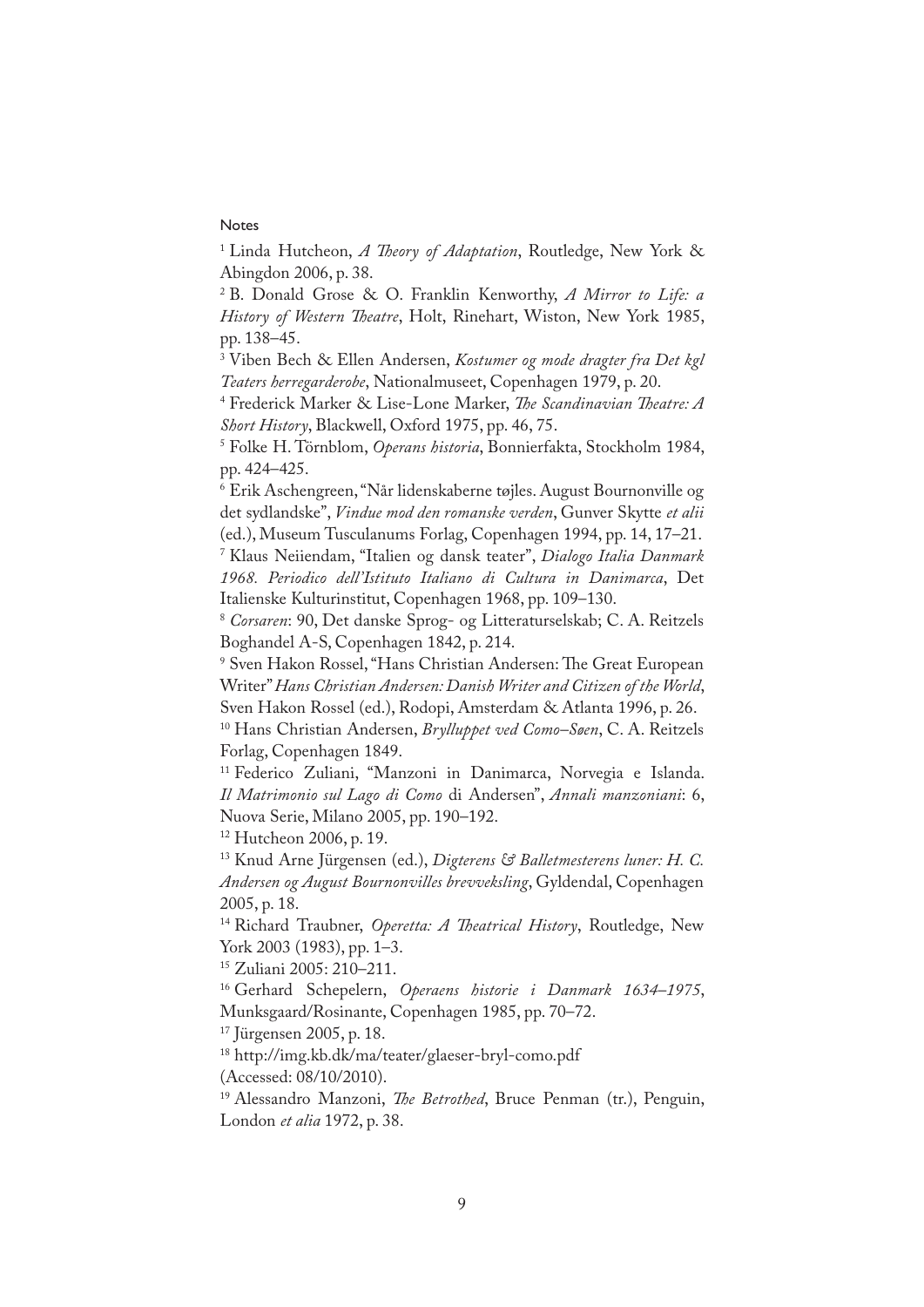Notes

[1] Linda Hutcheon, *A Theory of Adaptation*, Routledge, New York & Abingdon 2006, p. 38.

[2] B. Donald Grose & O. Franklin Kenworthy, *A Mirror to Life: a History of Western Theatre*, Holt, Rinehart, Wiston, New York 1985, pp. 138–45.

[3] Viben Bech & Ellen Andersen, *Kostumer og mode dragter fra Det kgl Teaters herregarderobe*, Nationalmuseet, Copenhagen 1979, p. 20.

[4] Frederick Marker & Lise-Lone Marker, *The Scandinavian Theatre: A Short History*, Blackwell, Oxford 1975, pp. 46, 75.

[5] Folke H. Törnblom, *Operans historia*, Bonnierfakta, Stockholm 1984, pp. 424–425.

[6] Erik Aschengreen, "Når lidenskaberne tøjles. August Bournonville og det sydlandske", *Vindue mod den romanske verden*, Gunver Skytte *et alii* (ed.), Museum Tusculanums Forlag, Copenhagen 1994, pp. 14, 17–21.

[7] Klaus Neiiendam, "Italien og dansk teater", *Dialogo Italia Danmark 1968. Periodico dell'Istituto Italiano di Cultura in Danimarca*, Det Italienske Kulturinstitut, Copenhagen 1968, pp. 109–130.

[8] *Corsaren*: 90, Det danske Sprog- og Litteraturselskab; C. A. Reitzels Boghandel A-S, Copenhagen 1842, p. 214.

[9] Sven Hakon Rossel, "Hans Christian Andersen: The Great European Writer" *Hans Christian Andersen: Danish Writer and Citizen of the World*, Sven Hakon Rossel (ed.), Rodopi, Amsterdam & Atlanta 1996, p. 26.

[10] Hans Christian Andersen, *Brylluppet ved Como–Søen*, C. A. Reitzels Forlag, Copenhagen 1849.

[11] Federico Zuliani, "Manzoni in Danimarca, Norvegia e Islanda. *Il Matrimonio sul Lago di Como* di Andersen", *Annali manzoniani*: 6, Nuova Serie, Milano 2005, pp. 190–192.

[12] Hutcheon 2006, p. 19.

[13] Knud Arne Jürgensen (ed.), *Digterens & Balletmesterens luner: H. C. Andersen og August Bournonvilles brevveksling*, Gyldendal, Copenhagen 2005, p. 18.

[14] Richard Traubner, *Operetta: A Theatrical History*, Routledge, New York 2003 (1983), pp. 1–3.

[15] Zuliani 2005: 210–211.

[16] Gerhard Schepelern, *Operaens historie i Danmark 1634–1975*, Munksgaard/Rosinante, Copenhagen 1985, pp. 70–72.

[17] Jürgensen 2005, p. 18.

[18] http://img.kb.dk/ma/teater/glaeser-bryl-como.pdf (Accessed: 08/10/2010).

[19] Alessandro Manzoni, *The Betrothed*, Bruce Penman (tr.), Penguin, London *et alia* 1972, p. 38.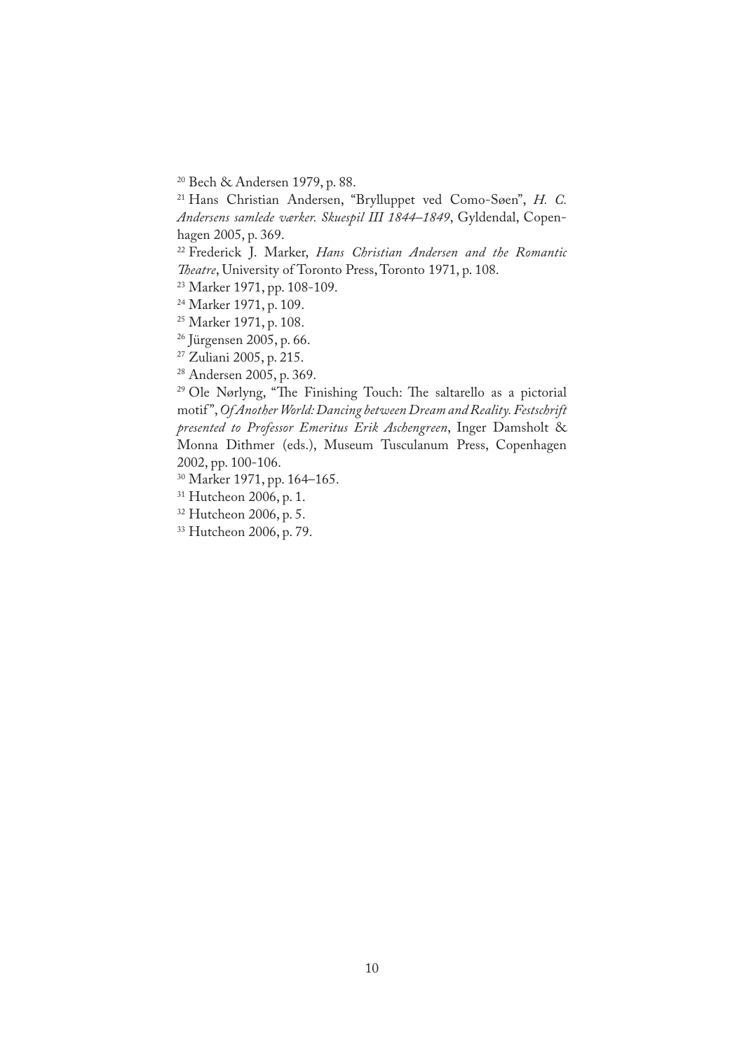[20] Bech & Andersen 1979, p. 88.

[21] Hans Christian Andersen, "Brylluppet ved Como-Søen", *H. C. Andersens samlede værker. Skuespil III 1844–1849*, Gyldendal, Copenhagen 2005, p. 369.

[22] Frederick J. Marker, *Hans Christian Andersen and the Romantic Theatre*, University of Toronto Press, Toronto 1971, p. 108.

[23] Marker 1971, pp. 108-109.

[24] Marker 1971, p. 109.

[25] Marker 1971, p. 108.

[26] Jürgensen 2005, p. 66.

[27] Zuliani 2005, p. 215.

[28] Andersen 2005, p. 369.

[29] Ole Nørlyng, "The Finishing Touch: The saltarello as a pictorial motif", *Of Another World: Dancing between Dream and Reality. Festschrift presented to Professor Emeritus Erik Aschengreen*, Inger Damsholt & Monna Dithmer (eds.), Museum Tusculanum Press, Copenhagen 2002, pp. 100-106.

[30] Marker 1971, pp. 164–165.

[31] Hutcheon 2006, p. 1.

[32] Hutcheon 2006, p. 5.

[33] Hutcheon 2006, p. 79.